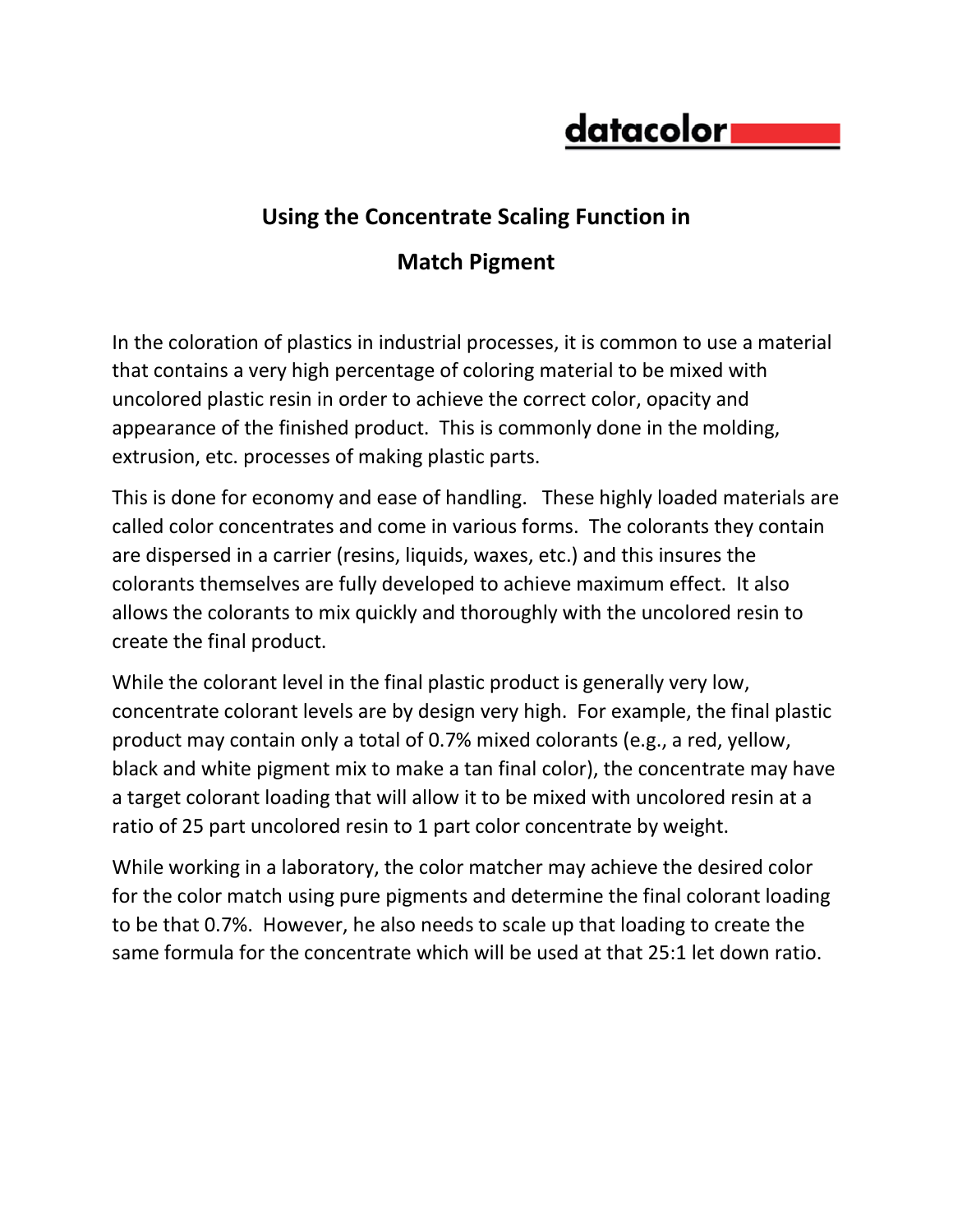# Using the Concentrate Scaling Function in Match Pigment

In the coloration of plastics in industrial processes, it is common to use a material that contains a very high percentage of coloring material to be mixed with uncolored plastic resin in order to achieve the correct color, opacity and appearance of the finished product. This is commonly done in the molding, extrusion, etc. processes of making plastic parts.

This is done for economy and ease of handling. These highly loaded materials are called color concentrates and come in various forms. The colorants they contain are dispersed in a carrier (resins, liquids, waxes, etc.) and this insures the colorants themselves are fully developed to achieve maximum effect. It also allows the colorants to mix quickly and thoroughly with the uncolored resin to create the final product.

While the colorant level in the final plastic product is generally very low, concentrate colorant levels are by design very high. For example, the final plastic product may contain only a total of 0.7% mixed colorants (e.g., a red, yellow, black and white pigment mix to make a tan final color), the concentrate may have a target colorant loading that will allow it to be mixed with uncolored resin at a ratio of 25 part uncolored resin to 1 part color concentrate by weight.

While working in a laboratory, the color matcher may achieve the desired color for the color match using pure pigments and determine the final colorant loading to be that 0.7%. However, he also needs to scale up that loading to create the same formula for the concentrate which will be used at that 25:1 let down ratio.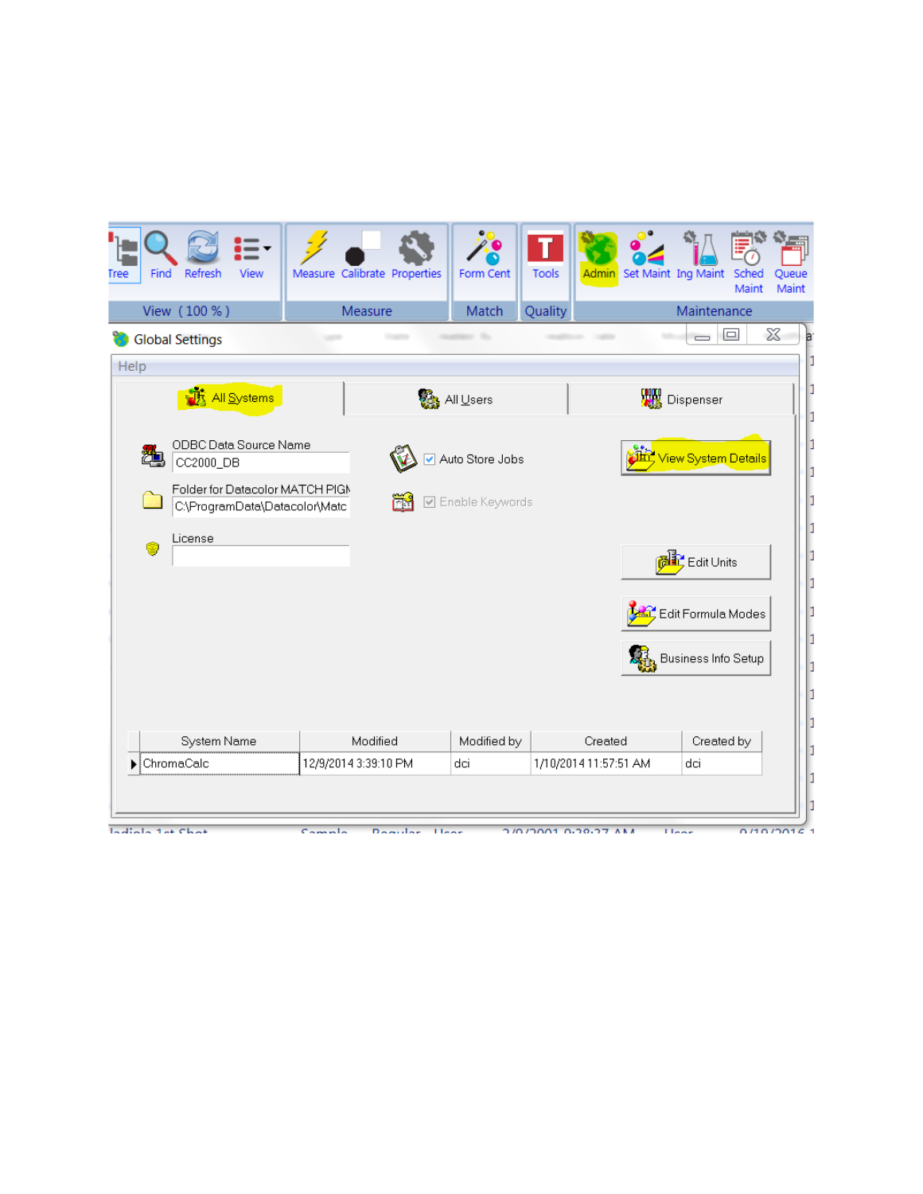Tree | Find | Refresh | View | Measure | Calibrate | Properties | Form Cent | Tools | Admin | Set Maint | Ing Maint | Sched Maint | Queue Maint

View ( 100 % ) | Measure | Match | Quality | Maintenance

Global Settings

Help

All Systems | All Users | Dispenser

ODBC Data Source Name

CC2000_DB

Folder for Datacolor MATCH PIGM

C:\ProgramData\Datacolor\Matc

License

☑ Auto Store Jobs

☑ Enable Keywords

View System Details

Edit Units

Edit Formula Modes

Business Info Setup

| System Name | Modified | Modified by | Created | Created by |
|---|---|---|---|---|
| ChromaCalc | 12/9/2014 3:39:10 PM | dci | 1/10/2014 11:57:51 AM | dci |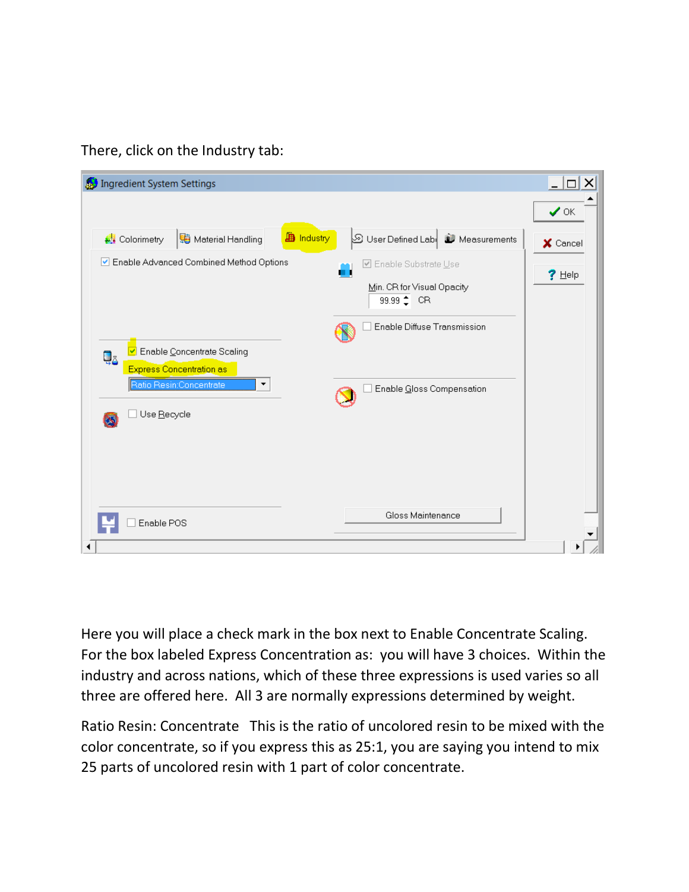There, click on the Industry tab:

Here you will place a check mark in the box next to Enable Concentrate Scaling. For the box labeled Express Concentration as: you will have 3 choices. Within the industry and across nations, which of these three expressions is used varies so all three are offered here. All 3 are normally expressions determined by weight.

Ratio Resin: Concentrate This is the ratio of uncolored resin to be mixed with the color concentrate, so if you express this as 25:1, you are saying you intend to mix 25 parts of uncolored resin with 1 part of color concentrate.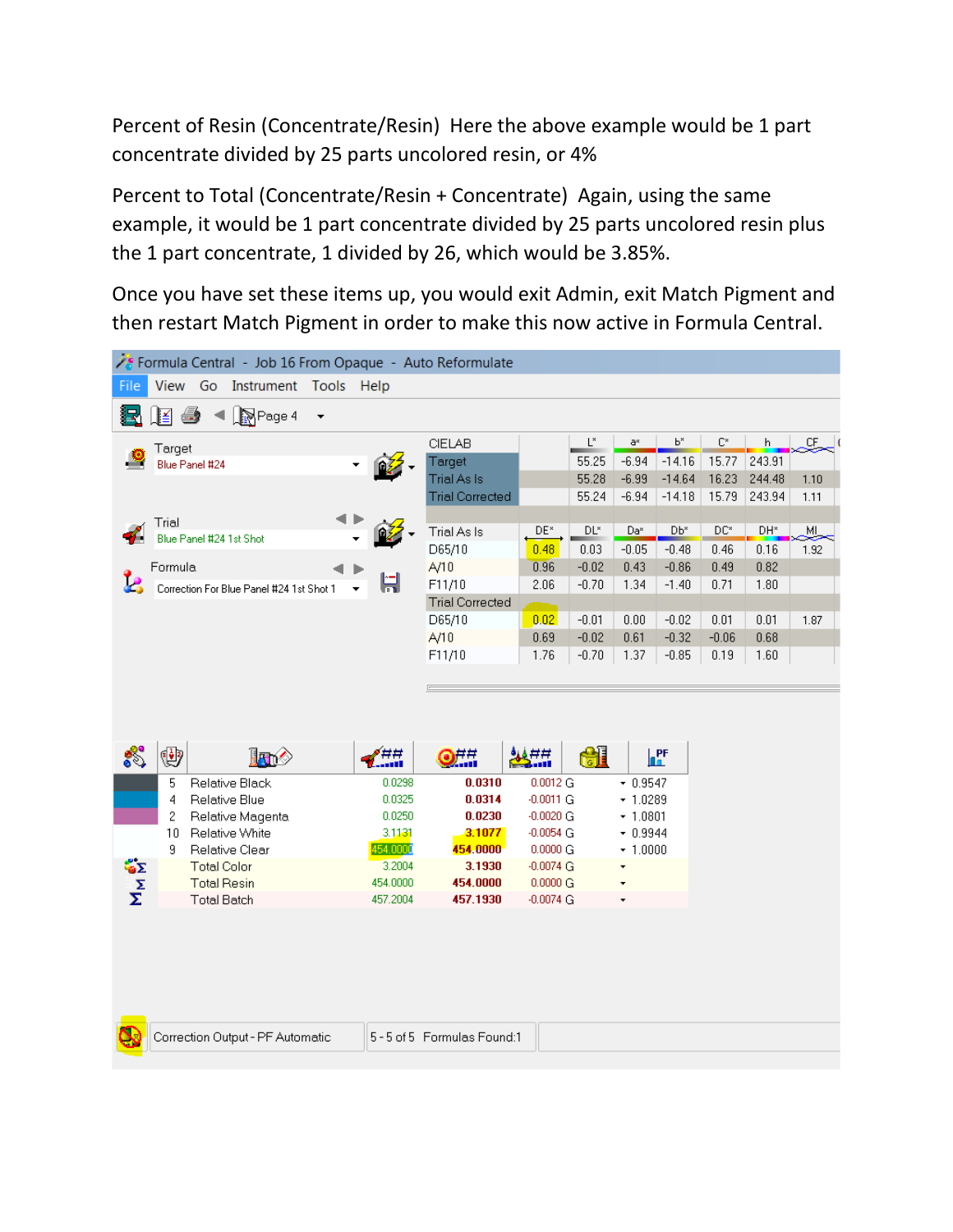Percent of Resin (Concentrate/Resin) Here the above example would be 1 part concentrate divided by 25 parts uncolored resin, or 4%

Percent to Total (Concentrate/Resin + Concentrate) Again, using the same example, it would be 1 part concentrate divided by 25 parts uncolored resin plus the 1 part concentrate, 1 divided by 26, which would be 3.85%.

Once you have set these items up, you would exit Admin, exit Match Pigment and then restart Match Pigment in order to make this now active in Formula Central.

Formula Central - Job 16 From Opaque - Auto Reformulate

File View Go Instrument Tools Help

Page 4

Target: Blue Panel #24

Trial: Blue Panel #24 1st Shot

Formula: Correction For Blue Panel #24 1st Shot 1

| CIELAB | L* | a* | b* | C* | h | CF |
|---|---|---|---|---|---|---|
| Target | 55.25 | -6.94 | -14.16 | 15.77 | 243.91 | |
| Trial As Is | 55.28 | -6.99 | -14.64 | 16.23 | 244.48 | 1.10 |
| Trial Corrected | 55.24 | -6.94 | -14.18 | 15.79 | 243.94 | 1.11 |

| Trial As Is | DE* | DL* | Da* | Db* | DC* | DH* | MI |
|---|---|---|---|---|---|---|---|
| D65/10 | 0.48 | 0.03 | -0.05 | -0.48 | 0.46 | 0.16 | 1.92 |
| A/10 | 0.96 | -0.02 | 0.43 | -0.86 | 0.49 | 0.82 | |
| F11/10 | 2.06 | -0.70 | 1.34 | -1.40 | 0.71 | 1.80 | |
| **Trial Corrected** | | | | | | | |
| D65/10 | 0.02 | -0.01 | 0.00 | -0.02 | 0.01 | 0.01 | 1.87 |
| A/10 | 0.69 | -0.02 | 0.61 | -0.32 | -0.06 | 0.68 | |
| F11/10 | 1.76 | -0.70 | 1.37 | -0.85 | 0.19 | 1.60 | |

| | Colorant | ## (Trial) | ## (Corrected) | ## (Difference) | | PF |
|---|---|---|---|---|---|---|
| 5 | Relative Black | 0.0298 | **0.0310** | 0.0012 G | | 0.9547 |
| 4 | Relative Blue | 0.0325 | **0.0314** | -0.0011 G | | 1.0289 |
| 2 | Relative Magenta | 0.0250 | **0.0230** | -0.0020 G | | 1.0801 |
| 10 | Relative White | 3.1131 | **3.1077** | -0.0054 G | | 0.9944 |
| 9 | Relative Clear | 454.0000 | **454.0000** | 0.0000 G | | 1.0000 |
| | Total Color | 3.2004 | **3.1930** | -0.0074 G | | |
| | Total Resin | 454.0000 | **454.0000** | 0.0000 G | | |
| | Total Batch | 457.2004 | **457.1930** | -0.0074 G | | |

Correction Output - PF Automatic | 5 - 5 of 5 Formulas Found:1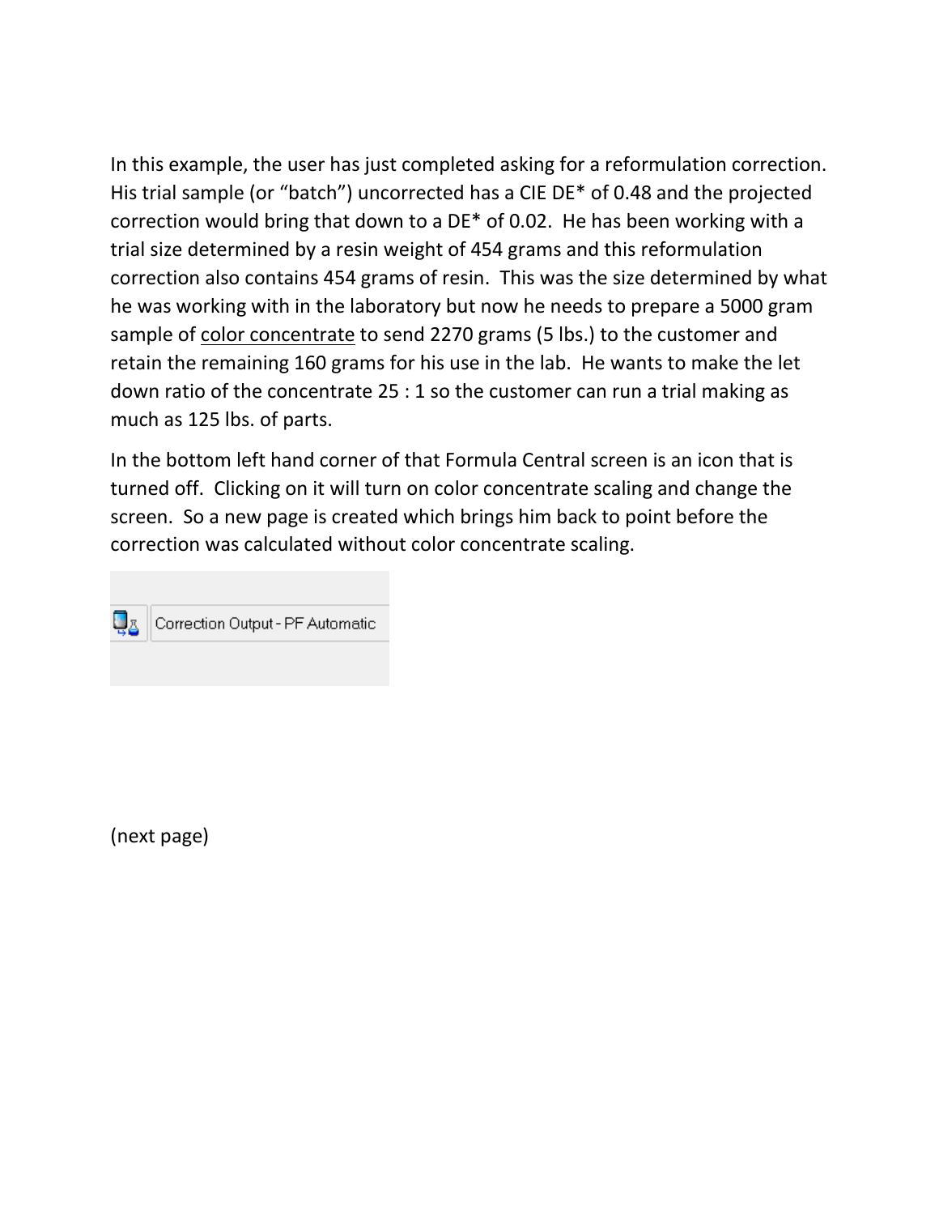In this example, the user has just completed asking for a reformulation correction. His trial sample (or "batch") uncorrected has a CIE DE* of 0.48 and the projected correction would bring that down to a DE* of 0.02. He has been working with a trial size determined by a resin weight of 454 grams and this reformulation correction also contains 454 grams of resin. This was the size determined by what he was working with in the laboratory but now he needs to prepare a 5000 gram sample of <u>color concentrate</u> to send 2270 grams (5 lbs.) to the customer and retain the remaining 160 grams for his use in the lab. He wants to make the let down ratio of the concentrate 25 : 1 so the customer can run a trial making as much as 125 lbs. of parts.

In the bottom left hand corner of that Formula Central screen is an icon that is turned off. Clicking on it will turn on color concentrate scaling and change the screen. So a new page is created which brings him back to point before the correction was calculated without color concentrate scaling.

Correction Output - PF Automatic

(next page)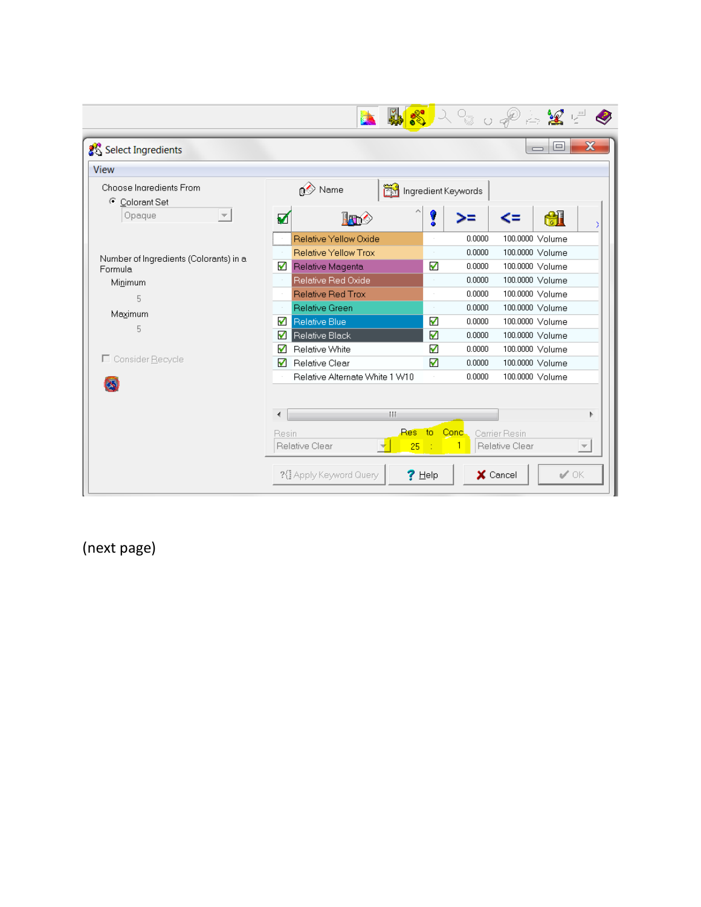Select Ingredients

View

Choose Ingredients From

Colorant Set

Opaque

Number of Ingredients (Colorants) in a Formula

Minimum

5

Maximum

5

Consider Recycle

Name | Ingredient Keywords

| ✓ | Ingredient | ! | >= | <= | |
|---|---|---|---|---|---|
| | Relative Yellow Oxide | | 0.0000 | 100.0000 | Volume |
| | Relative Yellow Trox | | 0.0000 | 100.0000 | Volume |
| ✓ | Relative Magenta | ✓ | 0.0000 | 100.0000 | Volume |
| | Relative Red Oxide | | 0.0000 | 100.0000 | Volume |
| | Relative Red Trox | | 0.0000 | 100.0000 | Volume |
| | Relative Green | | 0.0000 | 100.0000 | Volume |
| ✓ | Relative Blue | ✓ | 0.0000 | 100.0000 | Volume |
| ✓ | Relative Black | ✓ | 0.0000 | 100.0000 | Volume |
| ✓ | Relative White | ✓ | 0.0000 | 100.0000 | Volume |
| ✓ | Relative Clear | ✓ | 0.0000 | 100.0000 | Volume |
| | Relative Alternate White 1 W10 | | 0.0000 | 100.0000 | Volume |

Resin: Relative Clear

Res to Conc: 25 : 1

Carrier Resin: Relative Clear

Apply Keyword Query | Help | Cancel | OK

(next page)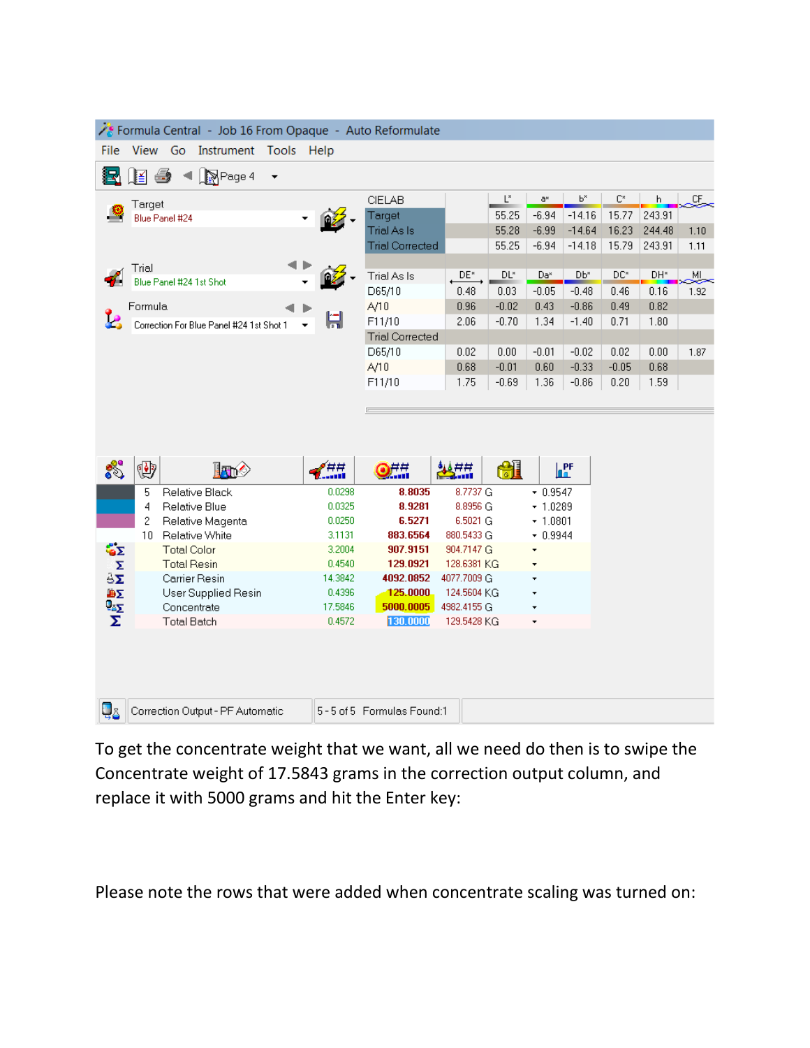Formula Central - Job 16 From Opaque - Auto Reformulate

File View Go Instrument Tools Help

Page 4

Target: Blue Panel #24

Trial: Blue Panel #24 1st Shot

Formula: Correction For Blue Panel #24 1st Shot 1

| CIELAB | L* | a* | b* | C* | h | CF |
|---|---|---|---|---|---|---|
| Target | 55.25 | -6.94 | -14.16 | 15.77 | 243.91 | |
| Trial As Is | 55.28 | -6.99 | -14.64 | 16.23 | 244.48 | 1.10 |
| Trial Corrected | 55.25 | -6.94 | -14.18 | 15.79 | 243.91 | 1.11 |

| Trial As Is | DE* | DL* | Da* | Db* | DC* | DH* | MI |
|---|---|---|---|---|---|---|---|
| D65/10 | 0.48 | 0.03 | -0.05 | -0.48 | 0.46 | 0.16 | 1.92 |
| A/10 | 0.96 | -0.02 | 0.43 | -0.86 | 0.49 | 0.82 | |
| F11/10 | 2.06 | -0.70 | 1.34 | -1.40 | 0.71 | 1.80 | |
| **Trial Corrected** | | | | | | | |
| D65/10 | 0.02 | 0.00 | -0.01 | -0.02 | 0.02 | 0.00 | 1.87 |
| A/10 | 0.68 | -0.01 | 0.60 | -0.33 | -0.05 | 0.68 | |
| F11/10 | 1.75 | -0.69 | 1.36 | -0.86 | 0.20 | 1.59 | |

| | Colorant | ## | ## | ## | PF |
|---|---|---|---|---|---|
| 5 | Relative Black | 0.0298 | 8.8035 | 8.7737 G | 0.9547 |
| 4 | Relative Blue | 0.0325 | 8.9281 | 8.8956 G | 1.0289 |
| 2 | Relative Magenta | 0.0250 | 6.5271 | 6.5021 G | 1.0801 |
| 10 | Relative White | 3.1131 | 883.6564 | 880.5433 G | 0.9944 |
| | Total Color | 3.2004 | 907.9151 | 904.7147 G | |
| | Total Resin | 0.4540 | 129.0921 | 128.6381 KG | |
| | Carrier Resin | 14.3842 | 4092.0852 | 4077.7009 G | |
| | User Supplied Resin | 0.4396 | 125.0000 | 124.5604 KG | |
| | Concentrate | 17.5846 | 5000.0005 | 4982.4155 G | |
| | Total Batch | 0.4572 | 130.0000 | 129.5428 KG | |

Correction Output - PF Automatic | 5 - 5 of 5 Formulas Found:1

To get the concentrate weight that we want, all we need do then is to swipe the Concentrate weight of 17.5843 grams in the correction output column, and replace it with 5000 grams and hit the Enter key:

Please note the rows that were added when concentrate scaling was turned on: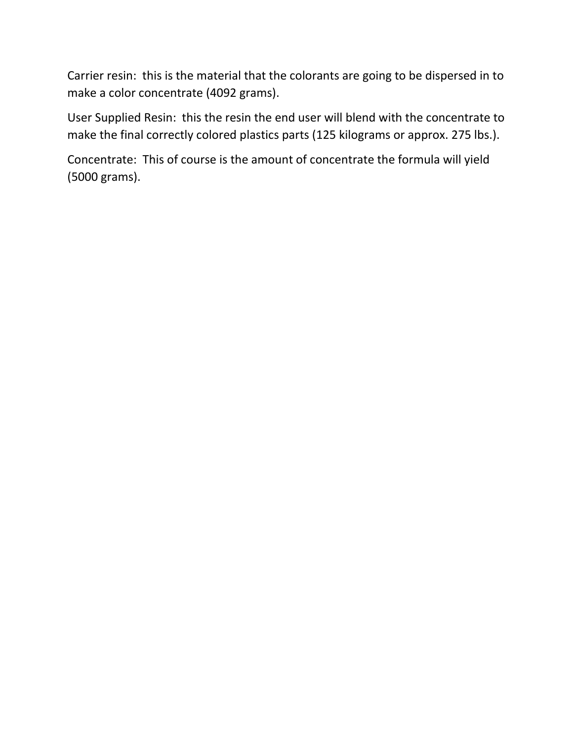Carrier resin: this is the material that the colorants are going to be dispersed in to make a color concentrate (4092 grams).

User Supplied Resin: this the resin the end user will blend with the concentrate to make the final correctly colored plastics parts (125 kilograms or approx. 275 lbs.).

Concentrate: This of course is the amount of concentrate the formula will yield (5000 grams).